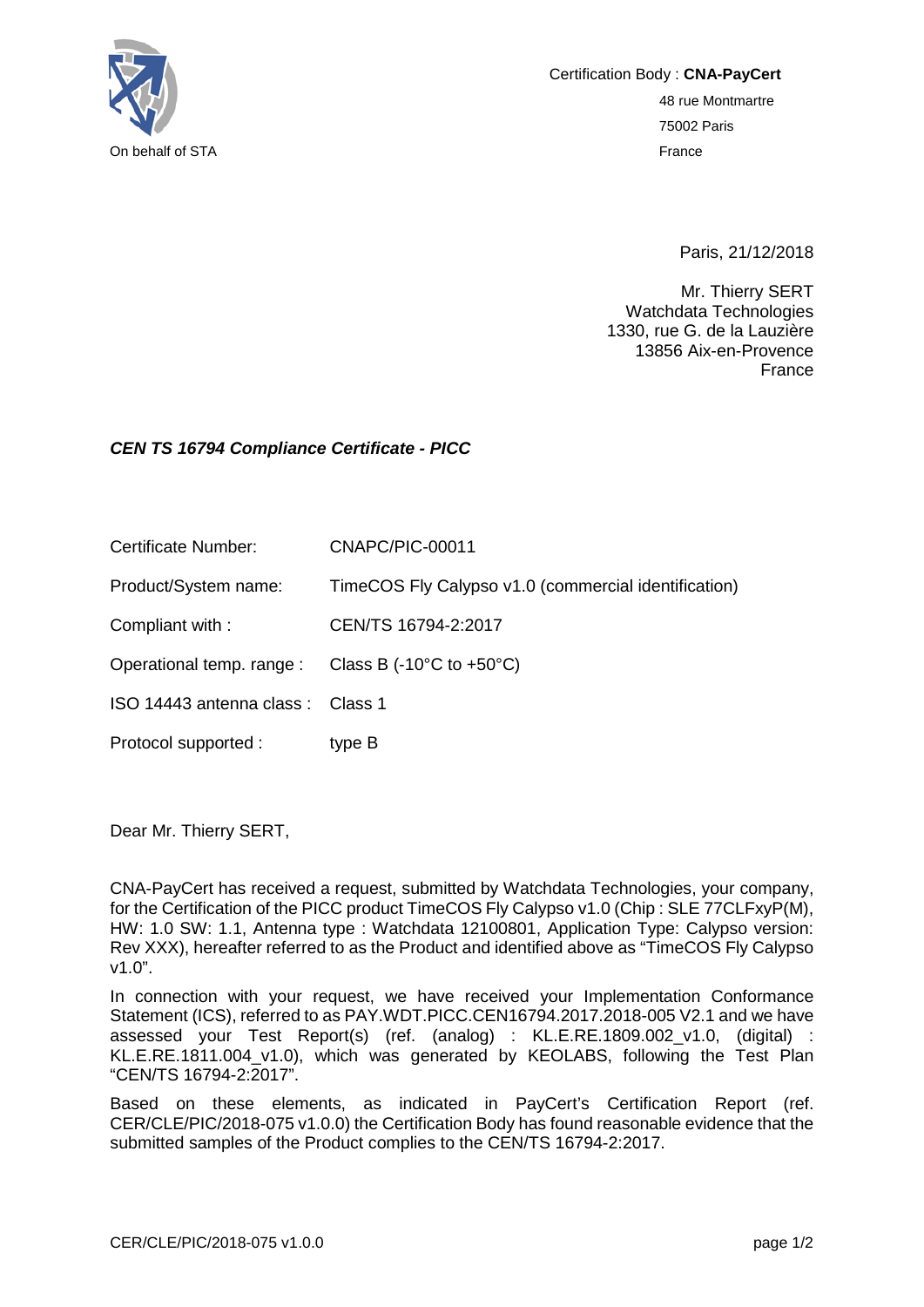On behalf of STA

Certification Body : **CNA-PayCert**
48 rue Montmartre
75002 Paris
France

Paris, 21/12/2018

Mr. Thierry SERT
Watchdata Technologies
1330, rue G. de la Lauzière
13856 Aix-en-Provence
France

***CEN TS 16794 Compliance Certificate - PICC***

| | |
|---|---|
| Certificate Number: | CNAPC/PIC-00011 |
| Product/System name: | TimeCOS Fly Calypso v1.0 (commercial identification) |
| Compliant with : | CEN/TS 16794-2:2017 |
| Operational temp. range : | Class B (-10°C to +50°C) |
| ISO 14443 antenna class : | Class 1 |
| Protocol supported : | type B |

Dear Mr. Thierry SERT,

CNA-PayCert has received a request, submitted by Watchdata Technologies, your company, for the Certification of the PICC product TimeCOS Fly Calypso v1.0 (Chip : SLE 77CLFxyP(M), HW: 1.0 SW: 1.1, Antenna type : Watchdata 12100801, Application Type: Calypso version: Rev XXX), hereafter referred to as the Product and identified above as "TimeCOS Fly Calypso v1.0".

In connection with your request, we have received your Implementation Conformance Statement (ICS), referred to as PAY.WDT.PICC.CEN16794.2017.2018-005 V2.1 and we have assessed your Test Report(s) (ref. (analog) : KL.E.RE.1809.002_v1.0, (digital) : KL.E.RE.1811.004_v1.0), which was generated by KEOLABS, following the Test Plan "CEN/TS 16794-2:2017".

Based on these elements, as indicated in PayCert's Certification Report (ref. CER/CLE/PIC/2018-075 v1.0.0) the Certification Body has found reasonable evidence that the submitted samples of the Product complies to the CEN/TS 16794-2:2017.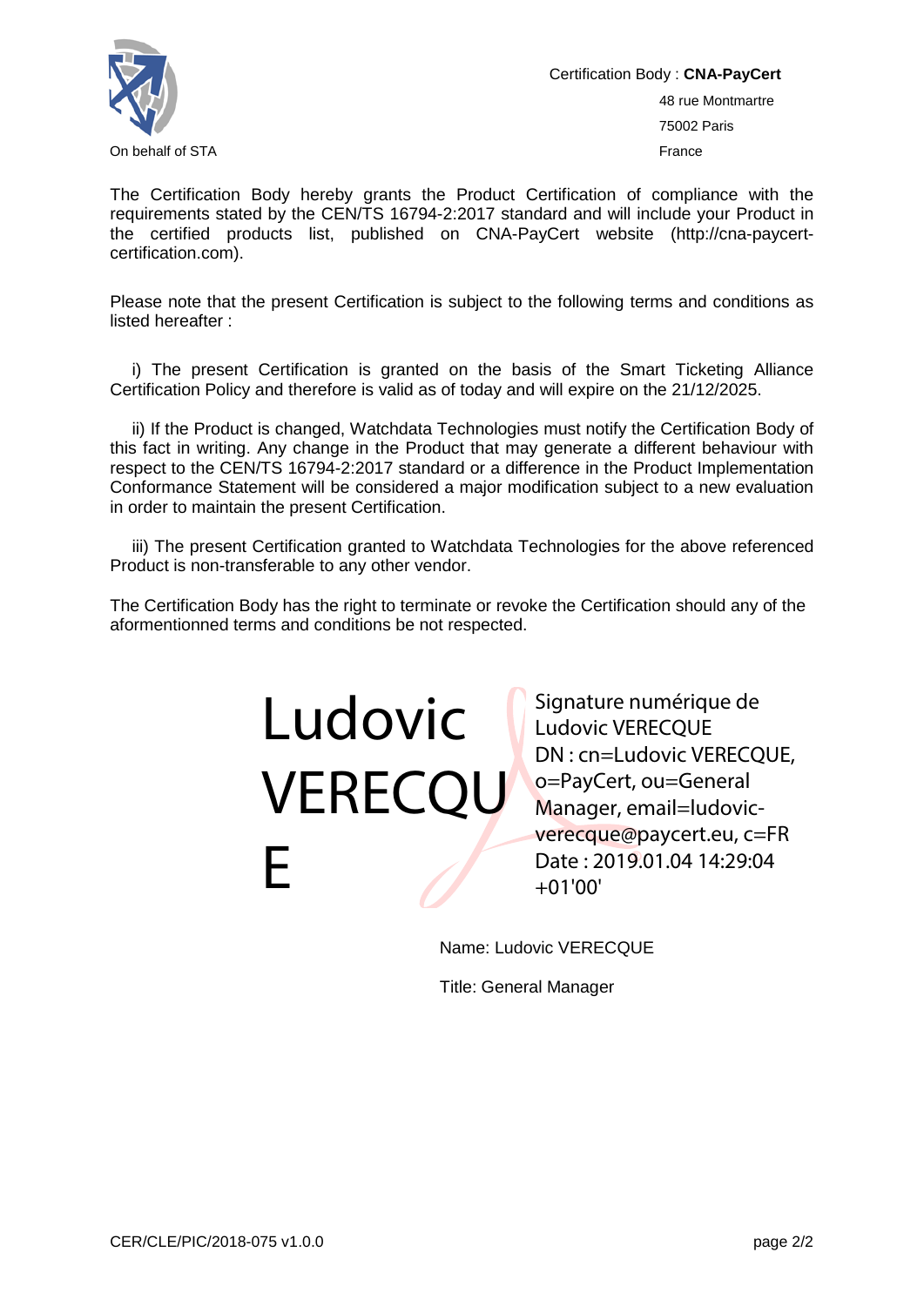On behalf of STA

Certification Body : **CNA-PayCert**

48 rue Montmartre

75002 Paris

France

The Certification Body hereby grants the Product Certification of compliance with the requirements stated by the CEN/TS 16794-2:2017 standard and will include your Product in the certified products list, published on CNA-PayCert website (http://cna-paycert-certification.com).

Please note that the present Certification is subject to the following terms and conditions as listed hereafter :

i) The present Certification is granted on the basis of the Smart Ticketing Alliance Certification Policy and therefore is valid as of today and will expire on the 21/12/2025.

ii) If the Product is changed, Watchdata Technologies must notify the Certification Body of this fact in writing. Any change in the Product that may generate a different behaviour with respect to the CEN/TS 16794-2:2017 standard or a difference in the Product Implementation Conformance Statement will be considered a major modification subject to a new evaluation in order to maintain the present Certification.

iii) The present Certification granted to Watchdata Technologies for the above referenced Product is non-transferable to any other vendor.

The Certification Body has the right to terminate or revoke the Certification should any of the aformentionned terms and conditions be not respected.

Ludovic VERECQUE

Signature numérique de Ludovic VERECQUE
DN : cn=Ludovic VERECQUE, o=PayCert, ou=General Manager, email=ludovic-verecque@paycert.eu, c=FR
Date : 2019.01.04 14:29:04 +01'00'

Name: Ludovic VERECQUE

Title: General Manager

CER/CLE/PIC/2018-075 v1.0.0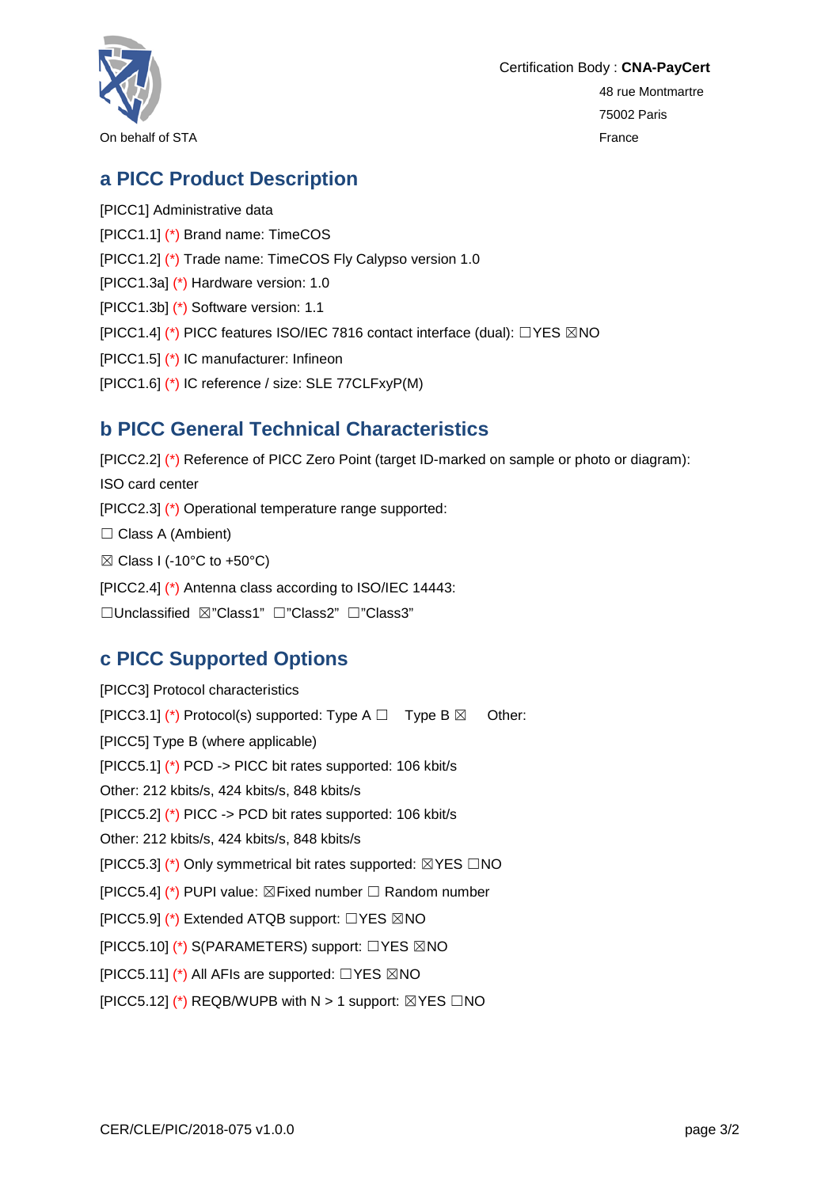On behalf of STA

Certification Body : **CNA-PayCert**

48 rue Montmartre

75002 Paris

France

## a PICC Product Description

[PICC1] Administrative data

[PICC1.1] (*) Brand name: TimeCOS

[PICC1.2] (*) Trade name: TimeCOS Fly Calypso version 1.0

[PICC1.3a] (*) Hardware version: 1.0

[PICC1.3b] (*) Software version: 1.1

[PICC1.4] (*) PICC features ISO/IEC 7816 contact interface (dual): ☐YES ☒NO

[PICC1.5] (*) IC manufacturer: Infineon

[PICC1.6] (*) IC reference / size: SLE 77CLFxyP(M)

## b PICC General Technical Characteristics

[PICC2.2] (*) Reference of PICC Zero Point (target ID-marked on sample or photo or diagram): ISO card center

[PICC2.3] (*) Operational temperature range supported:

☐ Class A (Ambient)

☒ Class I (-10°C to +50°C)

[PICC2.4] (*) Antenna class according to ISO/IEC 14443:

☐Unclassified ☒"Class1" ☐"Class2" ☐"Class3"

## c PICC Supported Options

[PICC3] Protocol characteristics

[PICC3.1] (*) Protocol(s) supported: Type A ☐ Type B ☒ Other:

[PICC5] Type B (where applicable)

[PICC5.1] (*) PCD -> PICC bit rates supported: 106 kbit/s

Other: 212 kbits/s, 424 kbits/s, 848 kbits/s

[PICC5.2] (*) PICC -> PCD bit rates supported: 106 kbit/s

Other: 212 kbits/s, 424 kbits/s, 848 kbits/s

[PICC5.3] (*) Only symmetrical bit rates supported: ☒YES ☐NO

[PICC5.4] (*) PUPI value: ☒Fixed number ☐ Random number

[PICC5.9] (*) Extended ATQB support: ☐YES ☒NO

[PICC5.10] (*) S(PARAMETERS) support: ☐YES ☒NO

[PICC5.11] (*) All AFIs are supported: ☐YES ☒NO

[PICC5.12] (*) REQB/WUPB with N > 1 support: ☒YES ☐NO

CER/CLE/PIC/2018-075 v1.0.0